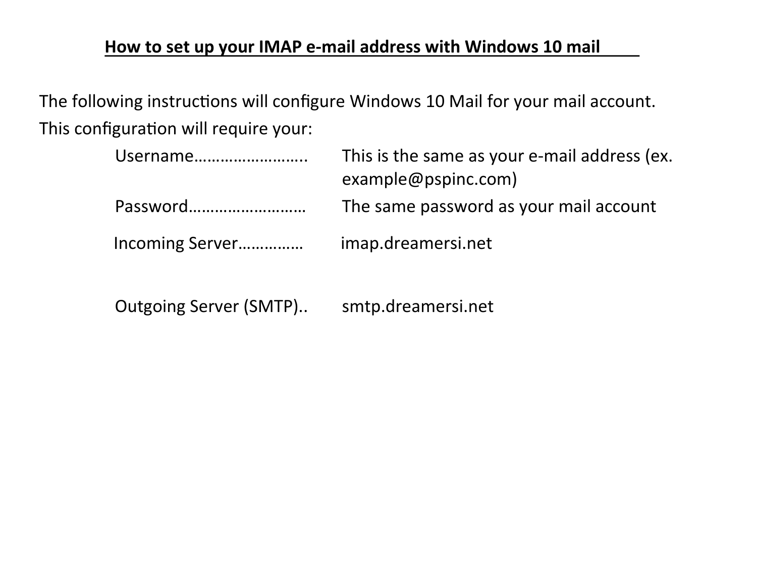## How to set up your IMAP e-mail address with Windows 10 mail

The following instructions will configure Windows 10 Mail for your mail account.

This configuration will require your:

| | |
|---|---|
| Username…………………….. | This is the same as your e-mail address (ex. example@pspinc.com) |
| Password……………………… | The same password as your mail account |
| Incoming Server…………… | imap.dreamersi.net |
| Outgoing Server (SMTP).. | smtp.dreamersi.net |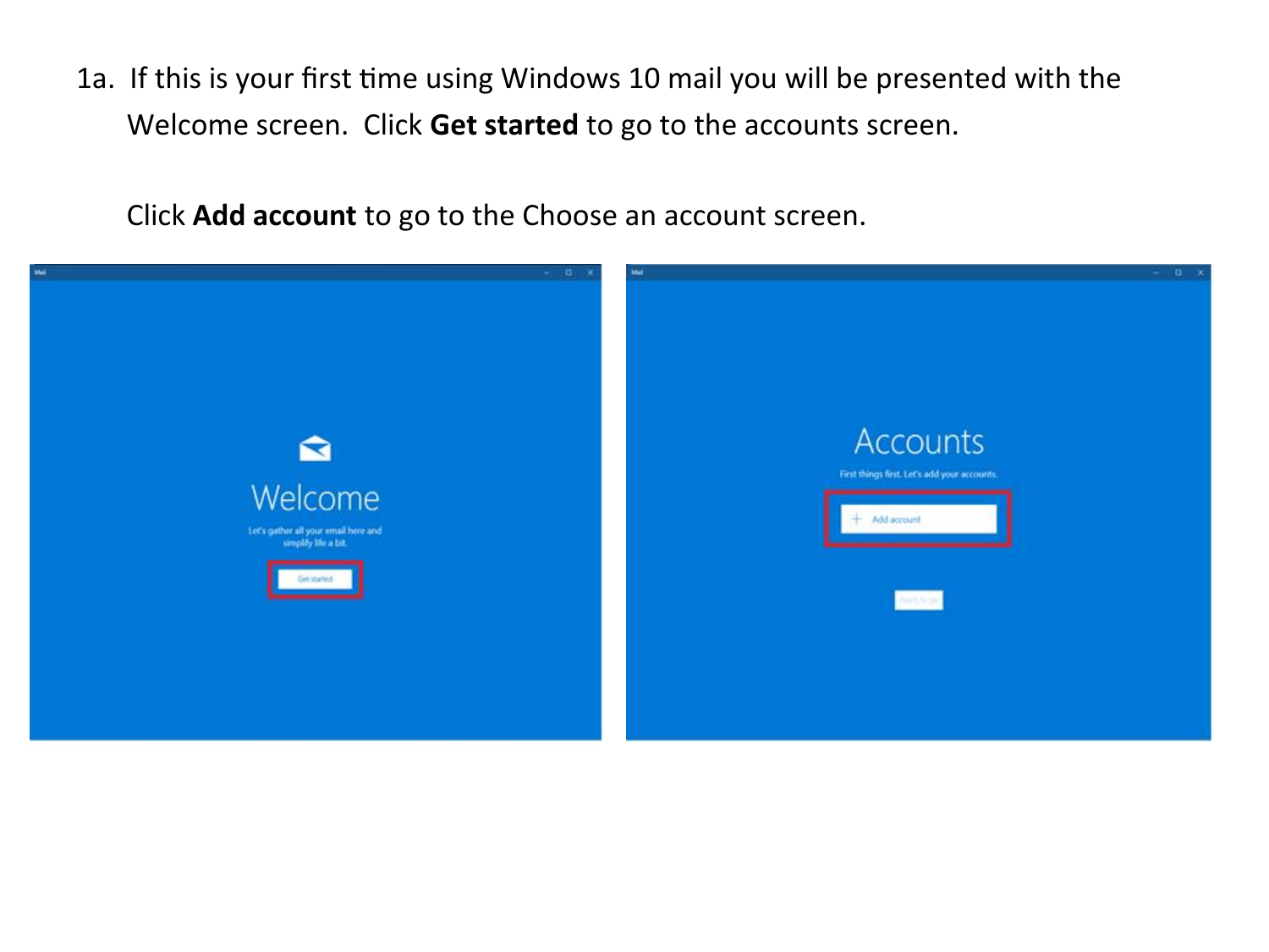1a. If this is your first time using Windows 10 mail you will be presented with the Welcome screen. Click **Get started** to go to the accounts screen.

Click **Add account** to go to the Choose an account screen.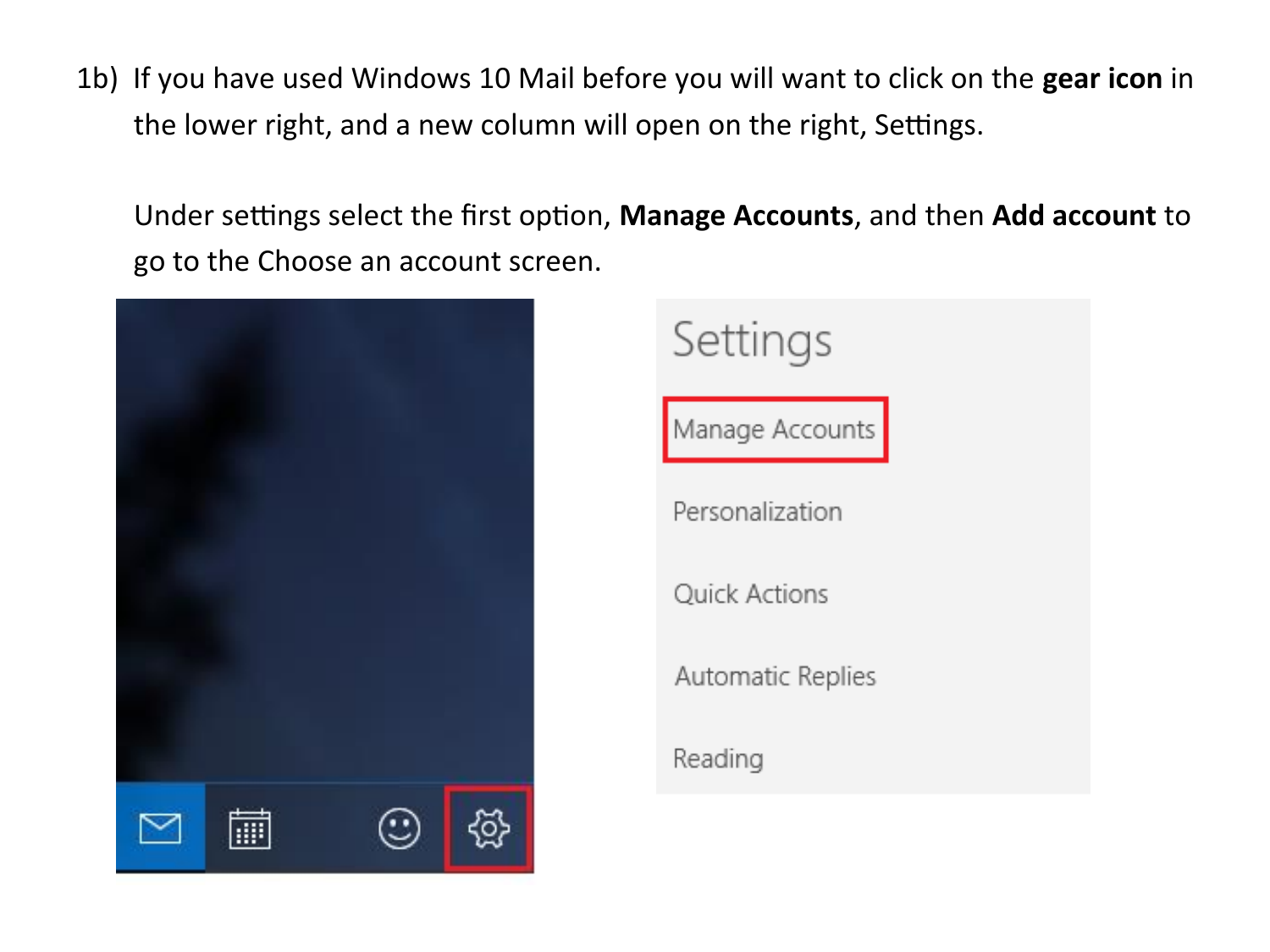1b) If you have used Windows 10 Mail before you will want to click on the **gear icon** in the lower right, and a new column will open on the right, Settings.

Under settings select the first option, **Manage Accounts**, and then **Add account** to go to the Choose an account screen.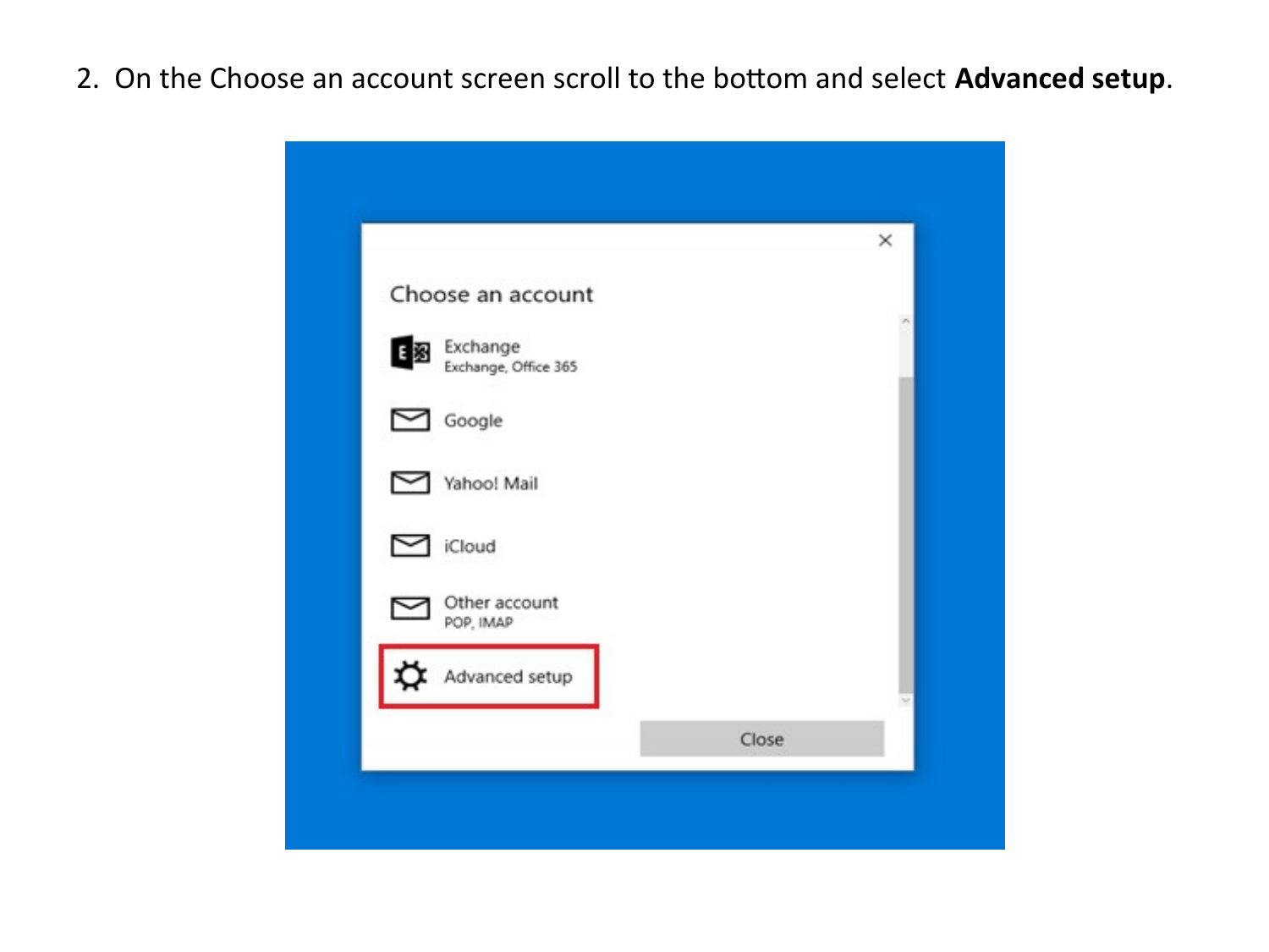2. On the Choose an account screen scroll to the bottom and select **Advanced setup**.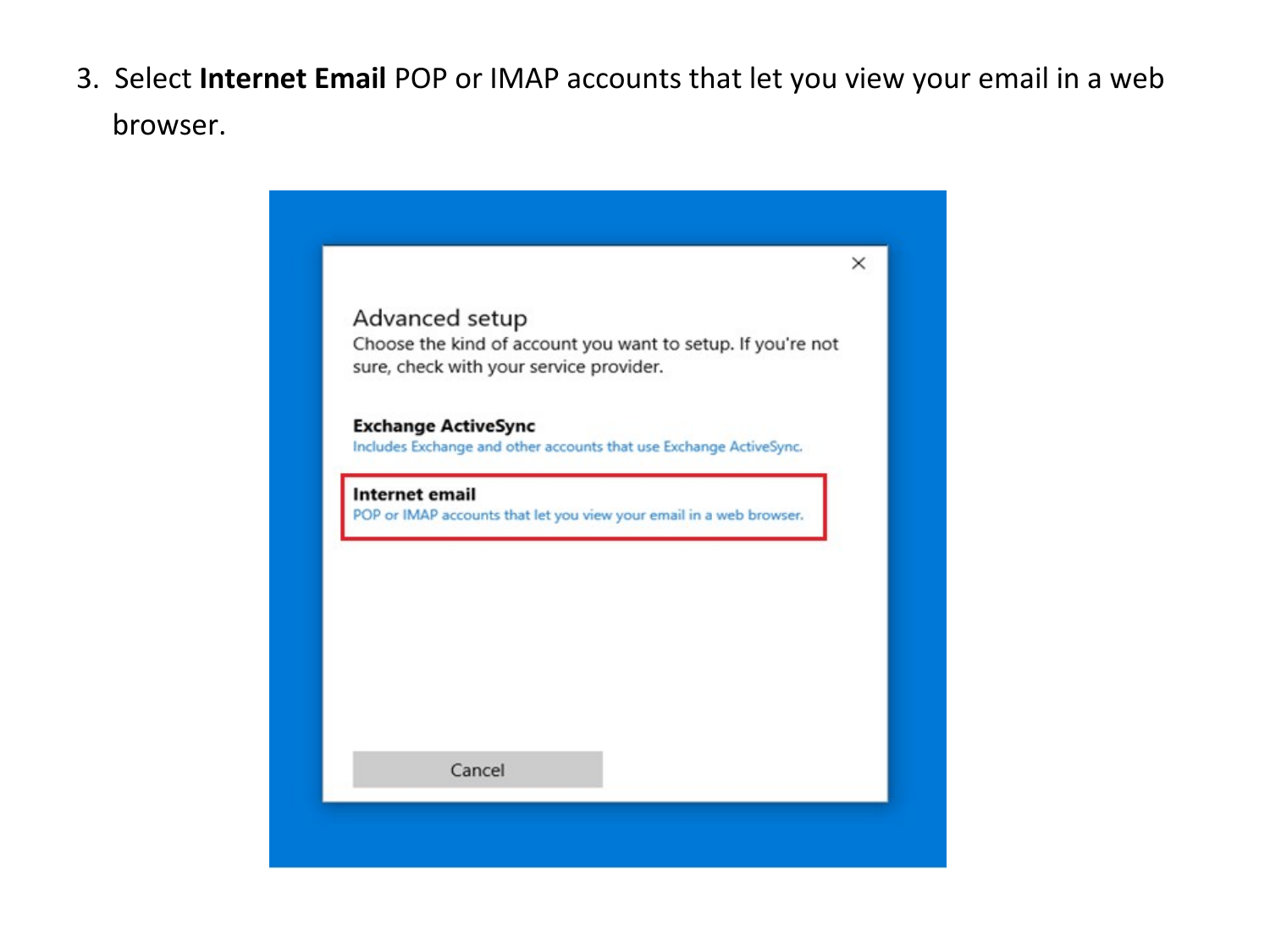3. Select **Internet Email** POP or IMAP accounts that let you view your email in a web browser.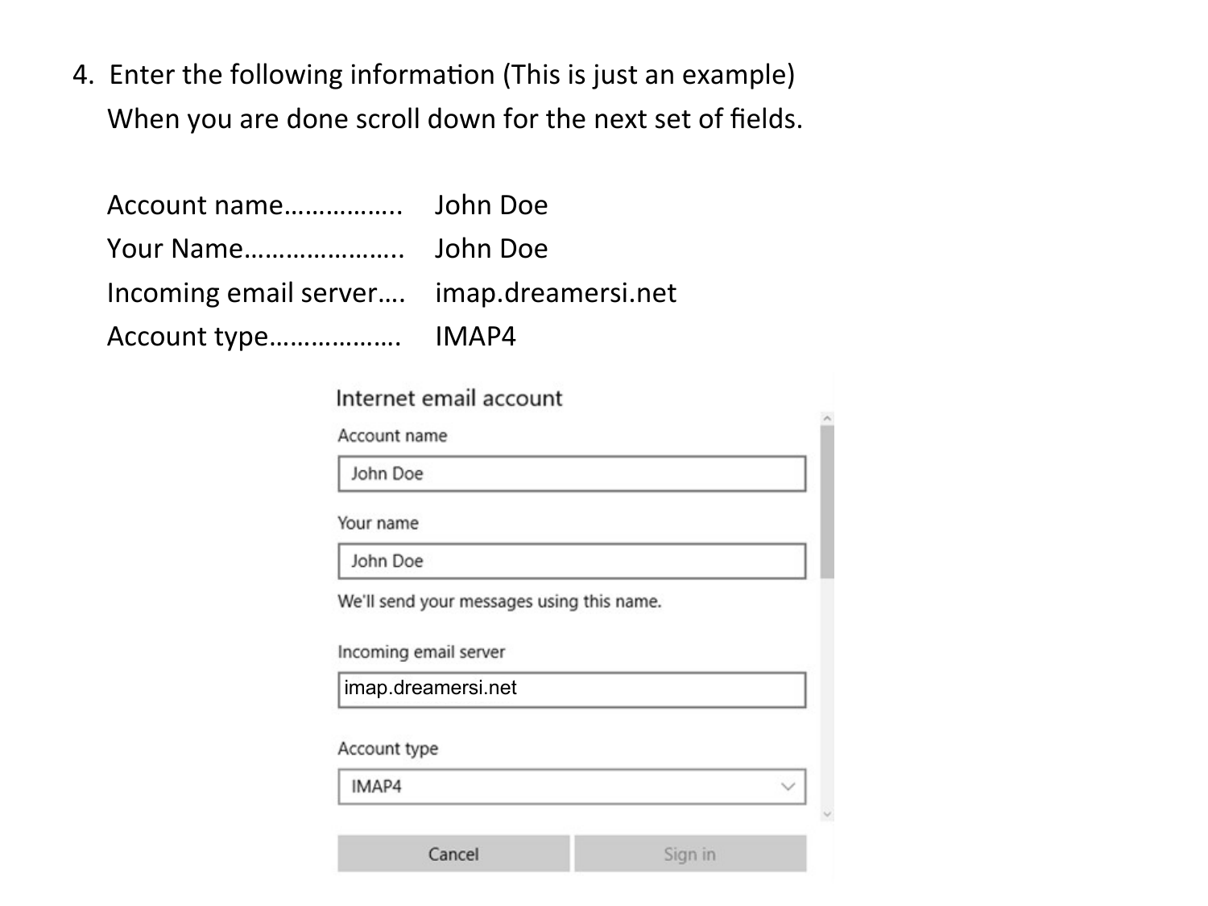4. Enter the following information (This is just an example)
   When you are done scroll down for the next set of fields.

   Account name……………..  John Doe
   Your Name…………………..  John Doe
   Incoming email server….  imap.dreamersi.net
   Account type………………  IMAP4

Internet email account

Account name

John Doe

Your name

John Doe

We'll send your messages using this name.

Incoming email server

imap.dreamersi.net

Account type

IMAP4

Cancel    Sign in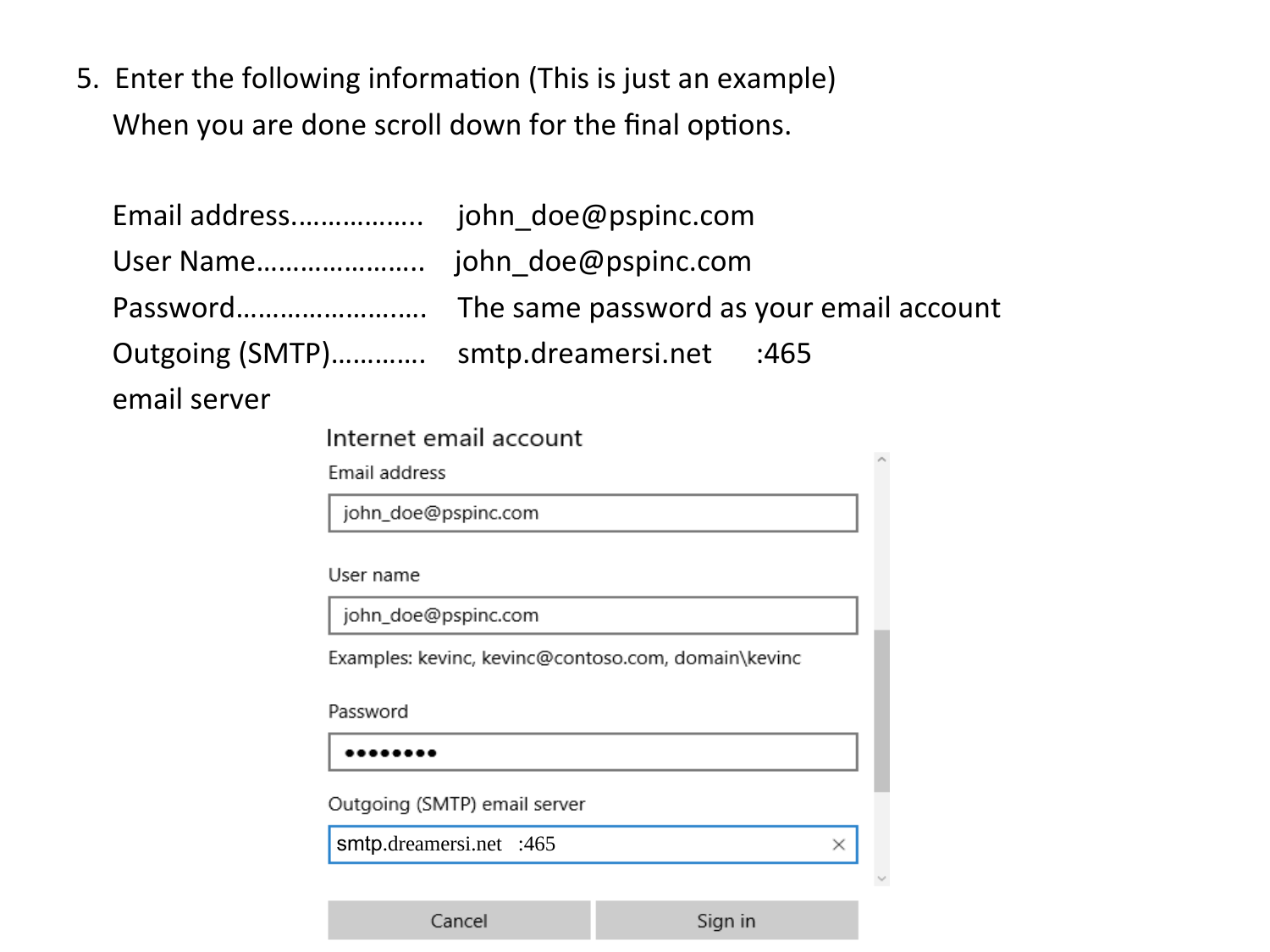5. Enter the following information (This is just an example)
   When you are done scroll down for the final options.

| | |
|---|---|
| Email address................. | john_doe@pspinc.com |
| User Name...................... | john_doe@pspinc.com |
| Password......................... | The same password as your email account |
| Outgoing (SMTP)............ email server | smtp.dreamersi.net :465 |

Internet email account

Email address

john_doe@pspinc.com

User name

john_doe@pspinc.com

Examples: kevinc, kevinc@contoso.com, domain\kevinc

Password

●●●●●●●●●

Outgoing (SMTP) email server

smtp.dreamersi.net :465

Cancel Sign in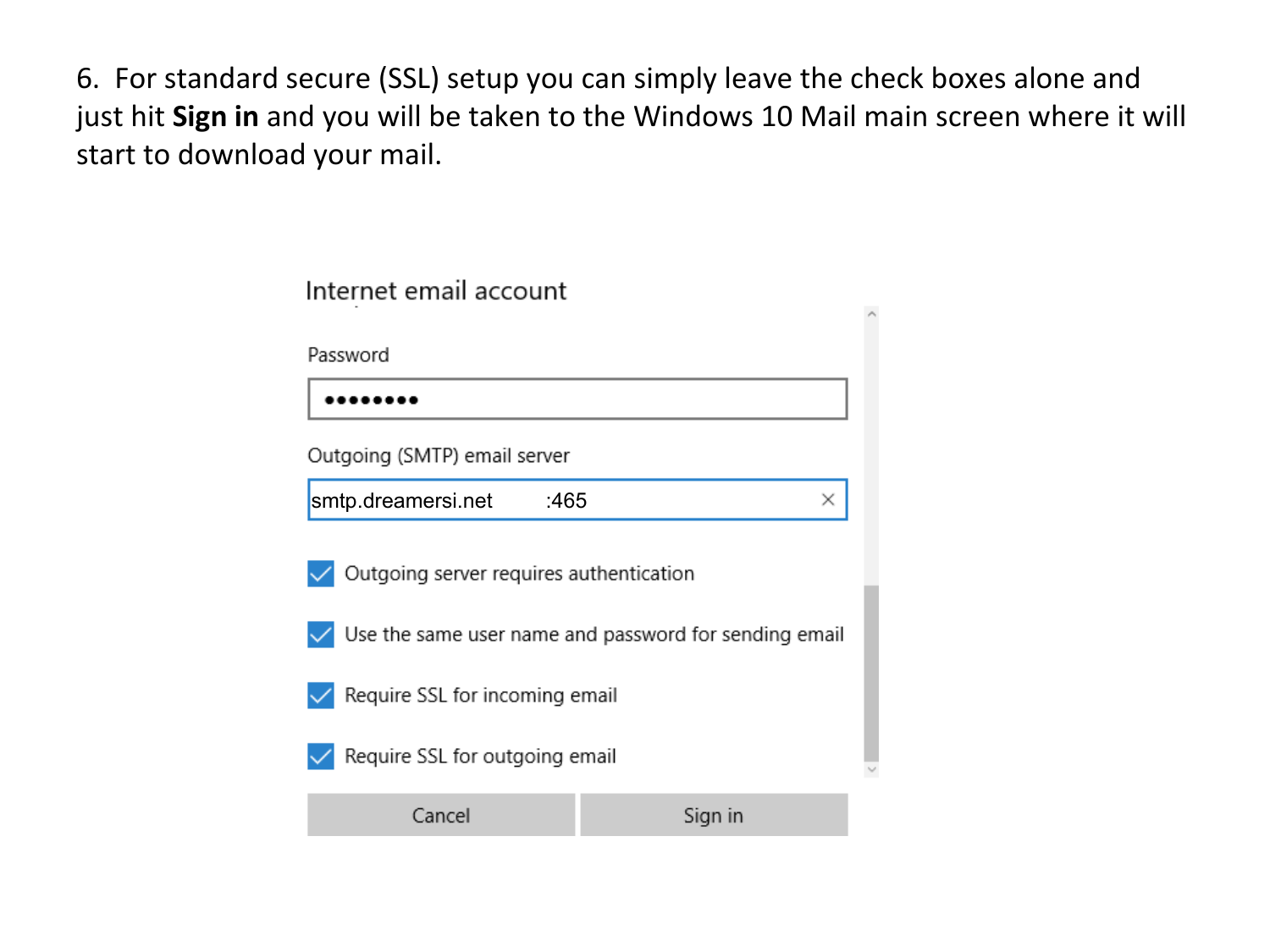6. For standard secure (SSL) setup you can simply leave the check boxes alone and just hit **Sign in** and you will be taken to the Windows 10 Mail main screen where it will start to download your mail.

Internet email account

Password

••••••••

Outgoing (SMTP) email server

smtp.dreamersi.net :465

- [x] Outgoing server requires authentication
- [x] Use the same user name and password for sending email
- [x] Require SSL for incoming email
- [x] Require SSL for outgoing email

Cancel | Sign in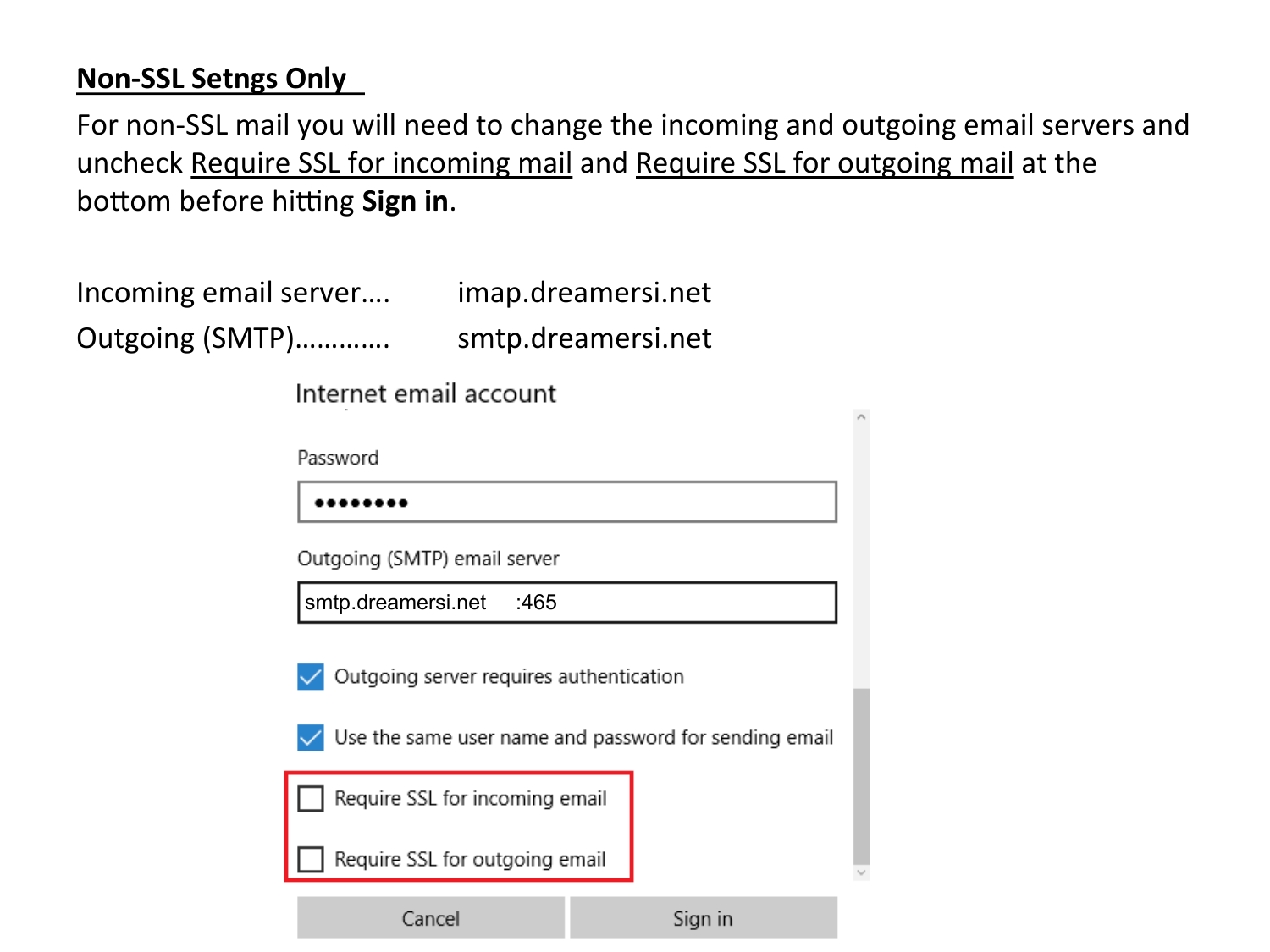**Non-SSL Setngs Only**

For non-SSL mail you will need to change the incoming and outgoing email servers and uncheck Require SSL for incoming mail and Require SSL for outgoing mail at the bottom before hitting **Sign in**.

Incoming email server.... imap.dreamersi.net

Outgoing (SMTP)............ smtp.dreamersi.net

Internet email account

Password

••••••••

Outgoing (SMTP) email server

smtp.dreamersi.net :465

☑ Outgoing server requires authentication

☑ Use the same user name and password for sending email

☐ Require SSL for incoming email

☐ Require SSL for outgoing email

Cancel | Sign in